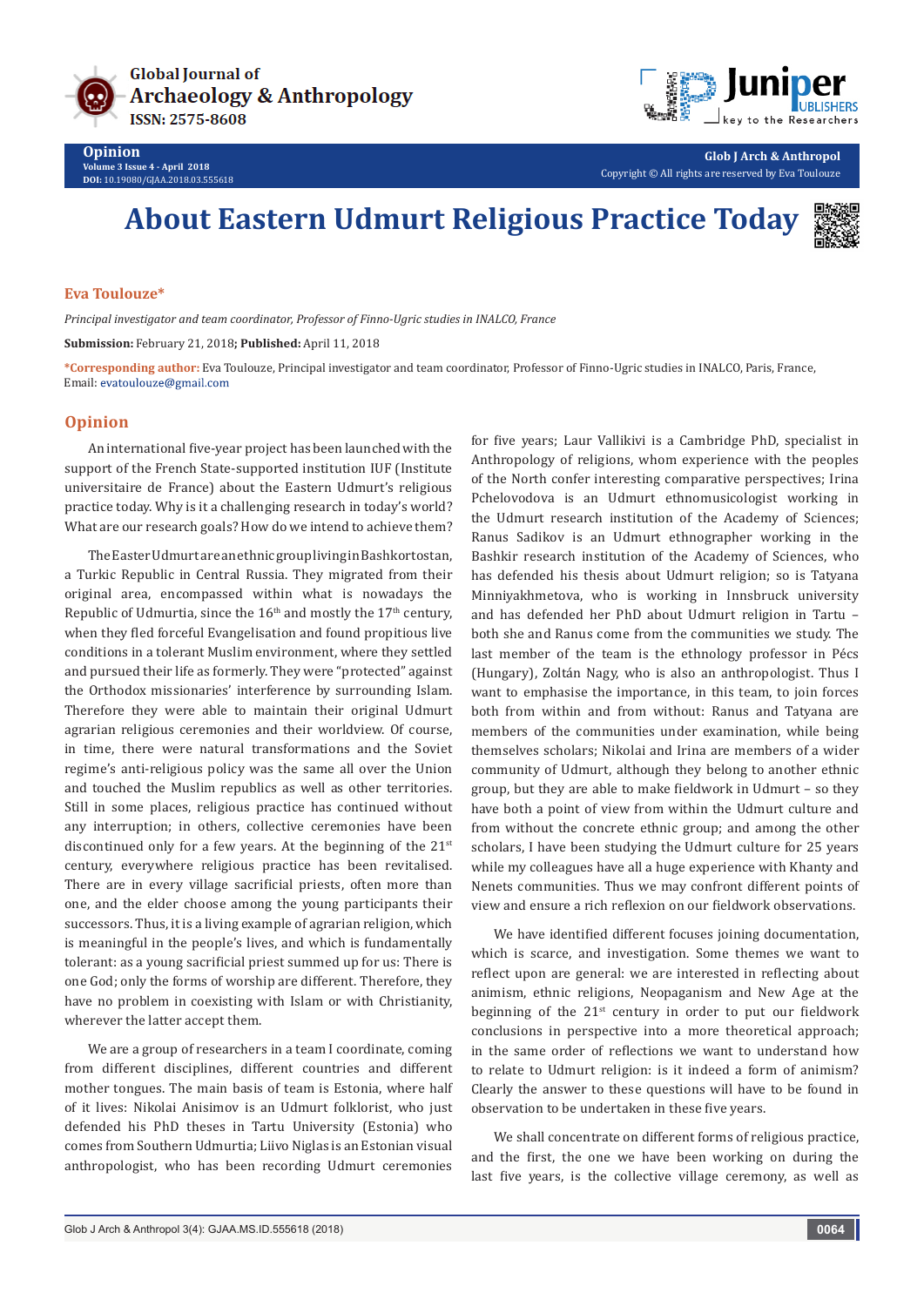# About Eastern Udmurt Religious Practice Today

**Eva Toulouze***

*Principal investigator and team coordinator, Professor of Finno-Ugric studies in INALCO, France*

**Submission:** February 21, 2018; **Published:** April 11, 2018

***Corresponding author:** Eva Toulouze, Principal investigator and team coordinator, Professor of Finno-Ugric studies in INALCO, Paris, France, Email: evatoulouze@gmail.com

## Opinion

An international five-year project has been launched with the support of the French State-supported institution IUF (Institute universitaire de France) about the Eastern Udmurt's religious practice today. Why is it a challenging research in today's world? What are our research goals? How do we intend to achieve them?

The Easter Udmurt are an ethnic group living in Bashkortostan, a Turkic Republic in Central Russia. They migrated from their original area, encompassed within what is nowadays the Republic of Udmurtia, since the 16th and mostly the 17th century, when they fled forceful Evangelisation and found propitious live conditions in a tolerant Muslim environment, where they settled and pursued their life as formerly. They were "protected" against the Orthodox missionaries' interference by surrounding Islam. Therefore they were able to maintain their original Udmurt agrarian religious ceremonies and their worldview. Of course, in time, there were natural transformations and the Soviet regime's anti-religious policy was the same all over the Union and touched the Muslim republics as well as other territories. Still in some places, religious practice has continued without any interruption; in others, collective ceremonies have been discontinued only for a few years. At the beginning of the 21st century, everywhere religious practice has been revitalised. There are in every village sacrificial priests, often more than one, and the elder choose among the young participants their successors. Thus, it is a living example of agrarian religion, which is meaningful in the people's lives, and which is fundamentally tolerant: as a young sacrificial priest summed up for us: There is one God; only the forms of worship are different. Therefore, they have no problem in coexisting with Islam or with Christianity, wherever the latter accept them.

We are a group of researchers in a team I coordinate, coming from different disciplines, different countries and different mother tongues. The main basis of team is Estonia, where half of it lives: Nikolai Anisimov is an Udmurt folklorist, who just defended his PhD theses in Tartu University (Estonia) who comes from Southern Udmurtia; Liivo Niglas is an Estonian visual anthropologist, who has been recording Udmurt ceremonies for five years; Laur Vallikivi is a Cambridge PhD, specialist in Anthropology of religions, whom experience with the peoples of the North confer interesting comparative perspectives; Irina Pchelovodova is an Udmurt ethnomusicologist working in the Udmurt research institution of the Academy of Sciences; Ranus Sadikov is an Udmurt ethnographer working in the Bashkir research institution of the Academy of Sciences, who has defended his thesis about Udmurt religion; so is Tatyana Minniyakhmetova, who is working in Innsbruck university and has defended her PhD about Udmurt religion in Tartu – both she and Ranus come from the communities we study. The last member of the team is the ethnology professor in Pécs (Hungary), Zoltán Nagy, who is also an anthropologist. Thus I want to emphasise the importance, in this team, to join forces both from within and from without: Ranus and Tatyana are members of the communities under examination, while being themselves scholars; Nikolai and Irina are members of a wider community of Udmurt, although they belong to another ethnic group, but they are able to make fieldwork in Udmurt – so they have both a point of view from within the Udmurt culture and from without the concrete ethnic group; and among the other scholars, I have been studying the Udmurt culture for 25 years while my colleagues have all a huge experience with Khanty and Nenets communities. Thus we may confront different points of view and ensure a rich reflexion on our fieldwork observations.

We have identified different focuses joining documentation, which is scarce, and investigation. Some themes we want to reflect upon are general: we are interested in reflecting about animism, ethnic religions, Neopaganism and New Age at the beginning of the 21st century in order to put our fieldwork conclusions in perspective into a more theoretical approach; in the same order of reflections we want to understand how to relate to Udmurt religion: is it indeed a form of animism? Clearly the answer to these questions will have to be found in observation to be undertaken in these five years.

We shall concentrate on different forms of religious practice, and the first, the one we have been working on during the last five years, is the collective village ceremony, as well as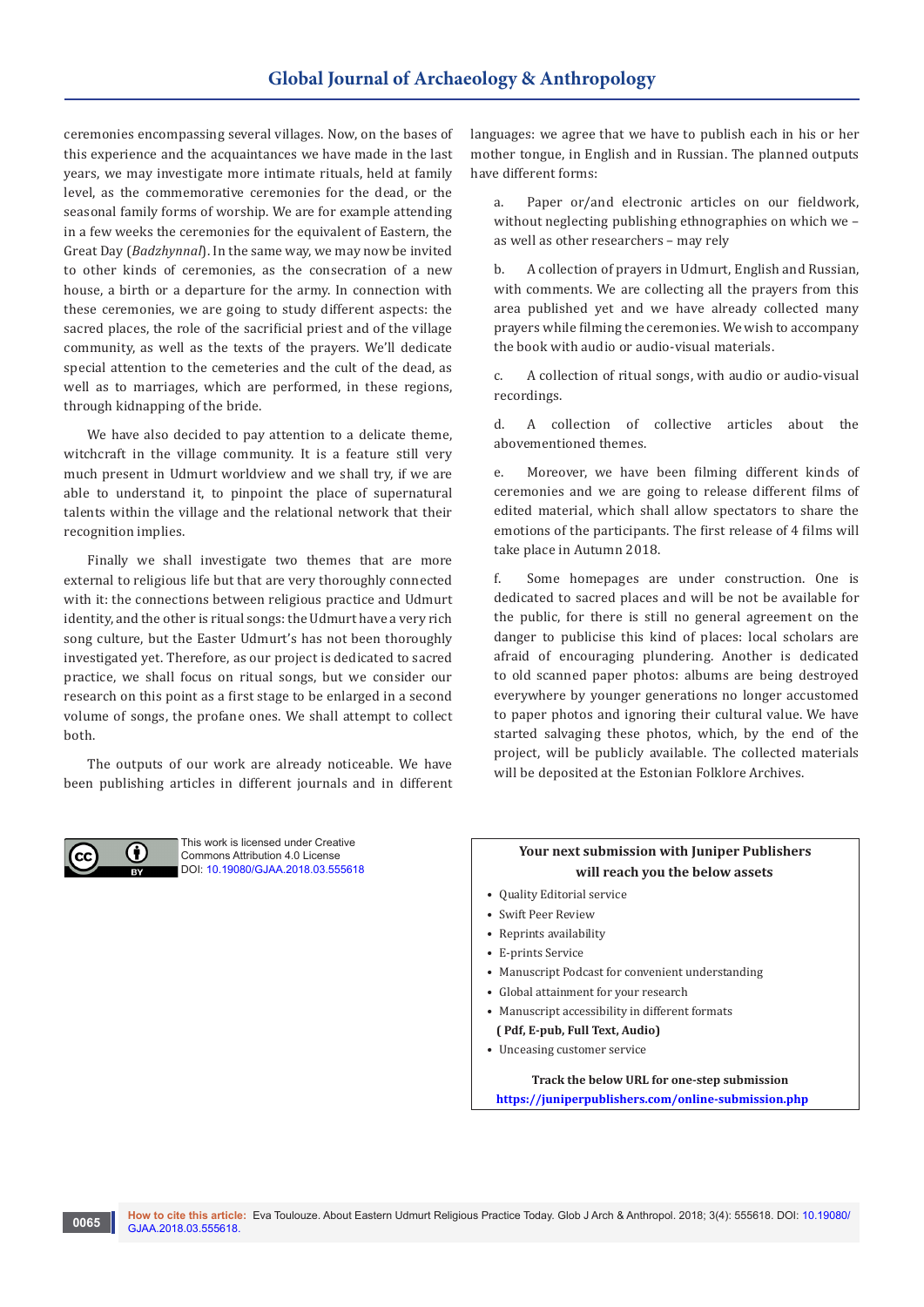ceremonies encompassing several villages. Now, on the bases of this experience and the acquaintances we have made in the last years, we may investigate more intimate rituals, held at family level, as the commemorative ceremonies for the dead, or the seasonal family forms of worship. We are for example attending in a few weeks the ceremonies for the equivalent of Eastern, the Great Day (*Badzhynnal*). In the same way, we may now be invited to other kinds of ceremonies, as the consecration of a new house, a birth or a departure for the army. In connection with these ceremonies, we are going to study different aspects: the sacred places, the role of the sacrificial priest and of the village community, as well as the texts of the prayers. We'll dedicate special attention to the cemeteries and the cult of the dead, as well as to marriages, which are performed, in these regions, through kidnapping of the bride.

We have also decided to pay attention to a delicate theme, witchcraft in the village community. It is a feature still very much present in Udmurt worldview and we shall try, if we are able to understand it, to pinpoint the place of supernatural talents within the village and the relational network that their recognition implies.

Finally we shall investigate two themes that are more external to religious life but that are very thoroughly connected with it: the connections between religious practice and Udmurt identity, and the other is ritual songs: the Udmurt have a very rich song culture, but the Easter Udmurt's has not been thoroughly investigated yet. Therefore, as our project is dedicated to sacred practice, we shall focus on ritual songs, but we consider our research on this point as a first stage to be enlarged in a second volume of songs, the profane ones. We shall attempt to collect both.

The outputs of our work are already noticeable. We have been publishing articles in different journals and in different languages: we agree that we have to publish each in his or her mother tongue, in English and in Russian. The planned outputs have different forms:

a. Paper or/and electronic articles on our fieldwork, without neglecting publishing ethnographies on which we – as well as other researchers – may rely

b. A collection of prayers in Udmurt, English and Russian, with comments. We are collecting all the prayers from this area published yet and we have already collected many prayers while filming the ceremonies. We wish to accompany the book with audio or audio-visual materials.

c. A collection of ritual songs, with audio or audio-visual recordings.

d. A collection of collective articles about the abovementioned themes.

e. Moreover, we have been filming different kinds of ceremonies and we are going to release different films of edited material, which shall allow spectators to share the emotions of the participants. The first release of 4 films will take place in Autumn 2018.

f. Some homepages are under construction. One is dedicated to sacred places and will be not be available for the public, for there is still no general agreement on the danger to publicise this kind of places: local scholars are afraid of encouraging plundering. Another is dedicated to old scanned paper photos: albums are being destroyed everywhere by younger generations no longer accustomed to paper photos and ignoring their cultural value. We have started salvaging these photos, which, by the end of the project, will be publicly available. The collected materials will be deposited at the Estonian Folklore Archives.

This work is licensed under Creative Commons Attribution 4.0 License
DOI: 10.19080/GJAA.2018.03.555618

**Your next submission with Juniper Publishers will reach you the below assets**

- Quality Editorial service
- Swift Peer Review
- Reprints availability
- E-prints Service
- Manuscript Podcast for convenient understanding
- Global attainment for your research
- Manuscript accessibility in different formats
  **( Pdf, E-pub, Full Text, Audio)**
- Unceasing customer service

**Track the below URL for one-step submission**
**https://juniperpublishers.com/online-submission.php**